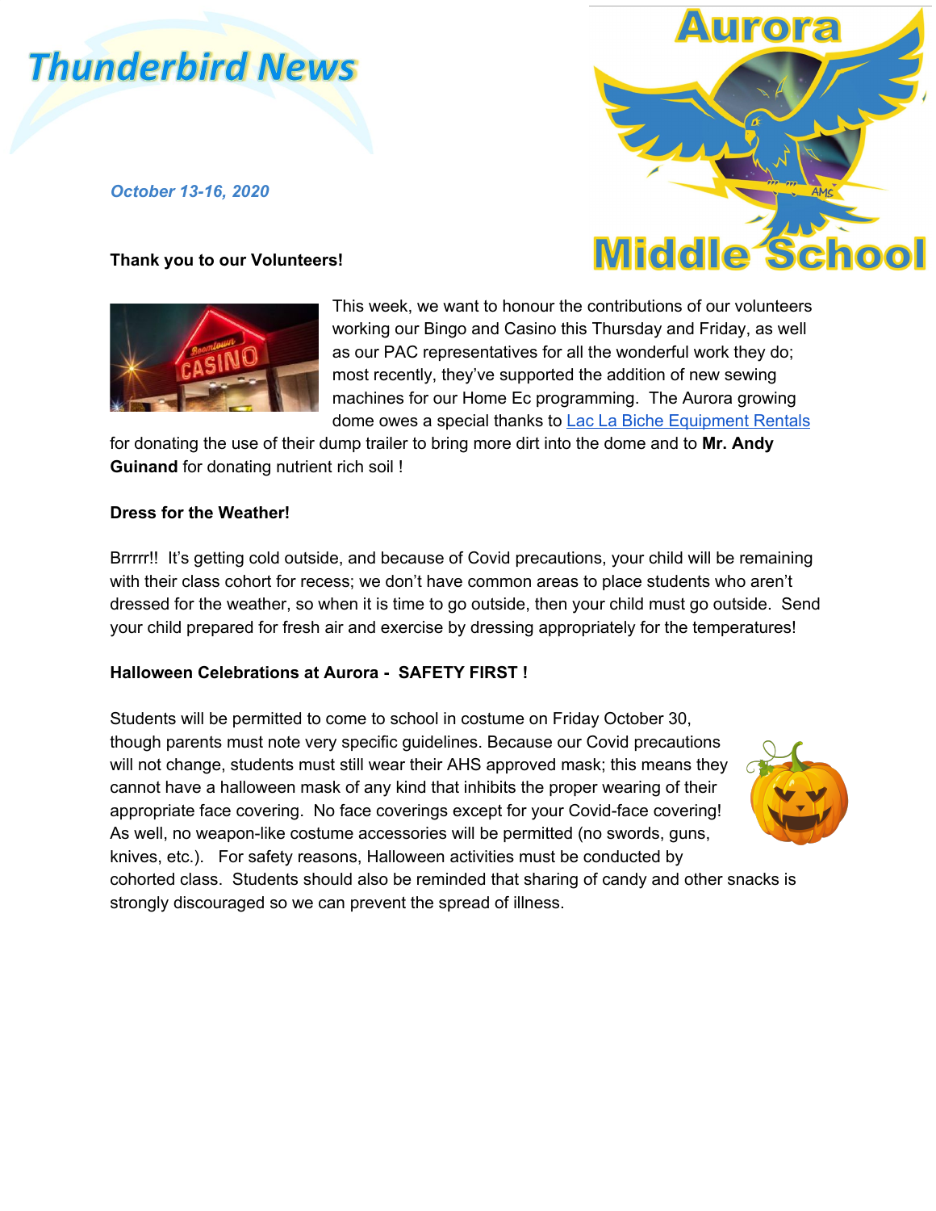# Thunderbird News

Aurora Middle School

*October 13-16, 2020*

**Thank you to our Volunteers!**

This week, we want to honour the contributions of our volunteers working our Bingo and Casino this Thursday and Friday, as well as our PAC representatives for all the wonderful work they do; most recently, they've supported the addition of new sewing machines for our Home Ec programming. The Aurora growing dome owes a special thanks to Lac La Biche Equipment Rentals for donating the use of their dump trailer to bring more dirt into the dome and to **Mr. Andy Guinand** for donating nutrient rich soil !

**Dress for the Weather!**

Brrrrr!! It's getting cold outside, and because of Covid precautions, your child will be remaining with their class cohort for recess; we don't have common areas to place students who aren't dressed for the weather, so when it is time to go outside, then your child must go outside. Send your child prepared for fresh air and exercise by dressing appropriately for the temperatures!

**Halloween Celebrations at Aurora - SAFETY FIRST !**

Students will be permitted to come to school in costume on Friday October 30, though parents must note very specific guidelines. Because our Covid precautions will not change, students must still wear their AHS approved mask; this means they cannot have a halloween mask of any kind that inhibits the proper wearing of their appropriate face covering. No face coverings except for your Covid-face covering! As well, no weapon-like costume accessories will be permitted (no swords, guns, knives, etc.). For safety reasons, Halloween activities must be conducted by cohorted class. Students should also be reminded that sharing of candy and other snacks is strongly discouraged so we can prevent the spread of illness.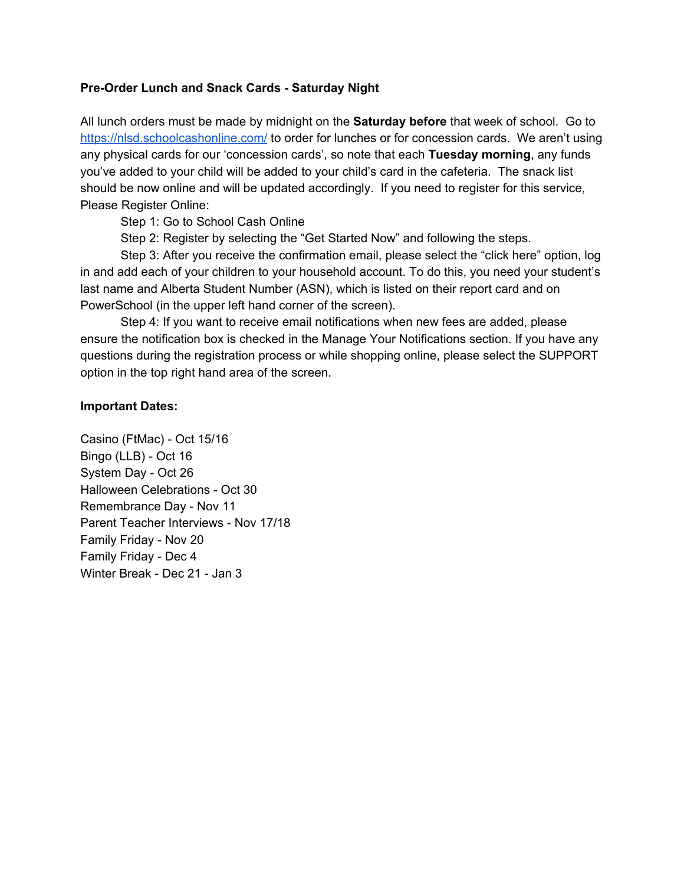**Pre-Order Lunch and Snack Cards - Saturday Night**

All lunch orders must be made by midnight on the **Saturday before** that week of school. Go to [https://nlsd.schoolcashonline.com/](https://nlsd.schoolcashonline.com/) to order for lunches or for concession cards. We aren't using any physical cards for our 'concession cards', so note that each **Tuesday morning**, any funds you've added to your child will be added to your child's card in the cafeteria. The snack list should be now online and will be updated accordingly. If you need to register for this service, Please Register Online:

Step 1: Go to School Cash Online

Step 2: Register by selecting the "Get Started Now" and following the steps.

Step 3: After you receive the confirmation email, please select the "click here" option, log in and add each of your children to your household account. To do this, you need your student's last name and Alberta Student Number (ASN), which is listed on their report card and on PowerSchool (in the upper left hand corner of the screen).

Step 4: If you want to receive email notifications when new fees are added, please ensure the notification box is checked in the Manage Your Notifications section. If you have any questions during the registration process or while shopping online, please select the SUPPORT option in the top right hand area of the screen.

**Important Dates:**

Casino (FtMac) - Oct 15/16
Bingo (LLB) - Oct 16
System Day - Oct 26
Halloween Celebrations - Oct 30
Remembrance Day - Nov 11
Parent Teacher Interviews - Nov 17/18
Family Friday - Nov 20
Family Friday - Dec 4
Winter Break - Dec 21 - Jan 3